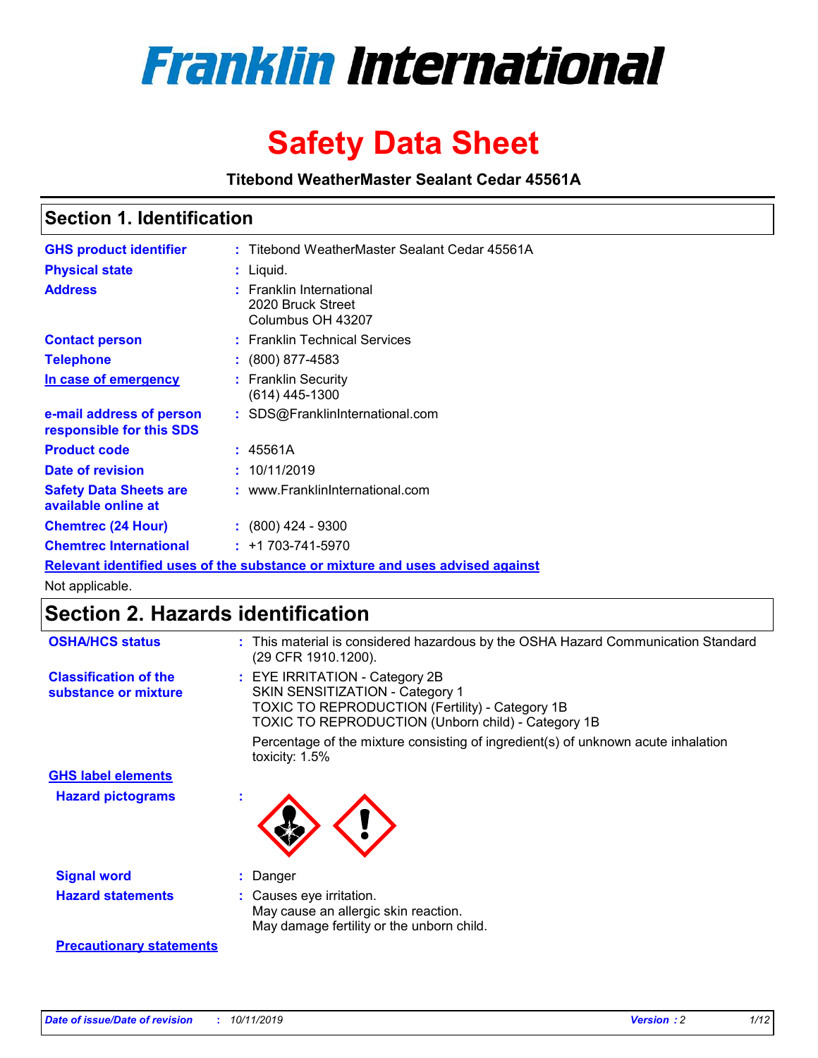# Franklin International

# Safety Data Sheet

**Titebond WeatherMaster Sealant Cedar 45561A**

## Section 1. Identification

| | | |
|---|---|---|
| **GHS product identifier** | : | Titebond WeatherMaster Sealant Cedar 45561A |
| **Physical state** | : | Liquid. |
| **Address** | : | Franklin International<br>2020 Bruck Street<br>Columbus OH 43207 |
| **Contact person** | : | Franklin Technical Services |
| **Telephone** | : | (800) 877-4583 |
| **In case of emergency** | : | Franklin Security<br>(614) 445-1300 |
| **e-mail address of person responsible for this SDS** | : | SDS@FranklinInternational.com |
| **Product code** | : | 45561A |
| **Date of revision** | : | 10/11/2019 |
| **Safety Data Sheets are available online at** | : | www.FranklinInternational.com |
| **Chemtrec (24 Hour)** | : | (800) 424 - 9300 |
| **Chemtrec International** | : | +1 703-741-5970 |

**Relevant identified uses of the substance or mixture and uses advised against**

Not applicable.

## Section 2. Hazards identification

| | | |
|---|---|---|
| **OSHA/HCS status** | : | This material is considered hazardous by the OSHA Hazard Communication Standard (29 CFR 1910.1200). |
| **Classification of the substance or mixture** | : | EYE IRRITATION - Category 2B<br>SKIN SENSITIZATION - Category 1<br>TOXIC TO REPRODUCTION (Fertility) - Category 1B<br>TOXIC TO REPRODUCTION (Unborn child) - Category 1B<br><br>Percentage of the mixture consisting of ingredient(s) of unknown acute inhalation toxicity: 1.5% |

**GHS label elements**

| | | |
|---|---|---|
| **Hazard pictograms** | : | |
| **Signal word** | : | Danger |
| **Hazard statements** | : | Causes eye irritation.<br>May cause an allergic skin reaction.<br>May damage fertility or the unborn child. |

**Precautionary statements**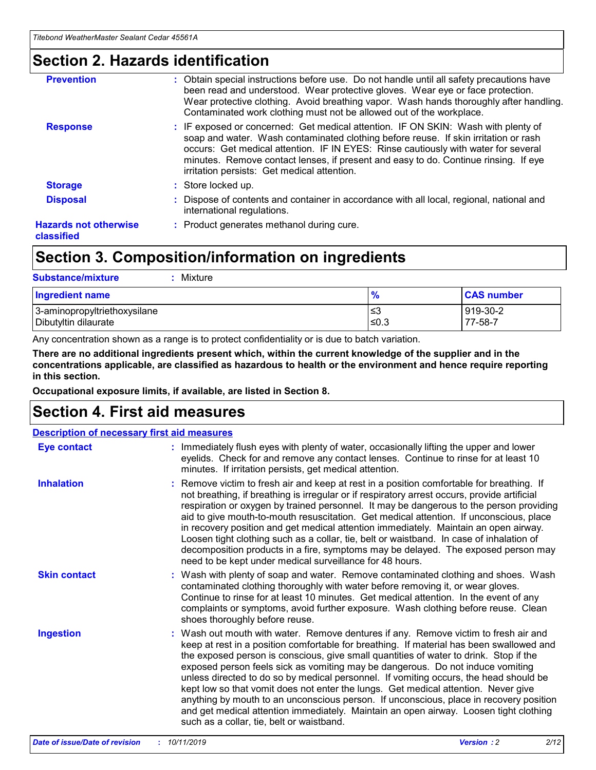## Section 2. Hazards identification

**Prevention** : Obtain special instructions before use. Do not handle until all safety precautions have been read and understood. Wear protective gloves. Wear eye or face protection. Wear protective clothing. Avoid breathing vapor. Wash hands thoroughly after handling. Contaminated work clothing must not be allowed out of the workplace.

**Response** : IF exposed or concerned: Get medical attention. IF ON SKIN: Wash with plenty of soap and water. Wash contaminated clothing before reuse. If skin irritation or rash occurs: Get medical attention. IF IN EYES: Rinse cautiously with water for several minutes. Remove contact lenses, if present and easy to do. Continue rinsing. If eye irritation persists: Get medical attention.

**Storage** : Store locked up.

**Disposal** : Dispose of contents and container in accordance with all local, regional, national and international regulations.

**Hazards not otherwise classified** : Product generates methanol during cure.

## Section 3. Composition/information on ingredients

**Substance/mixture** : Mixture

| Ingredient name | % | CAS number |
|---|---|---|
| 3-aminopropyltriethoxysilane | ≤3 | 919-30-2 |
| Dibutyltin dilaurate | ≤0.3 | 77-58-7 |

Any concentration shown as a range is to protect confidentiality or is due to batch variation.

**There are no additional ingredients present which, within the current knowledge of the supplier and in the concentrations applicable, are classified as hazardous to health or the environment and hence require reporting in this section.**

**Occupational exposure limits, if available, are listed in Section 8.**

## Section 4. First aid measures

**Description of necessary first aid measures**

**Eye contact** : Immediately flush eyes with plenty of water, occasionally lifting the upper and lower eyelids. Check for and remove any contact lenses. Continue to rinse for at least 10 minutes. If irritation persists, get medical attention.

**Inhalation** : Remove victim to fresh air and keep at rest in a position comfortable for breathing. If not breathing, if breathing is irregular or if respiratory arrest occurs, provide artificial respiration or oxygen by trained personnel. It may be dangerous to the person providing aid to give mouth-to-mouth resuscitation. Get medical attention. If unconscious, place in recovery position and get medical attention immediately. Maintain an open airway. Loosen tight clothing such as a collar, tie, belt or waistband. In case of inhalation of decomposition products in a fire, symptoms may be delayed. The exposed person may need to be kept under medical surveillance for 48 hours.

**Skin contact** : Wash with plenty of soap and water. Remove contaminated clothing and shoes. Wash contaminated clothing thoroughly with water before removing it, or wear gloves. Continue to rinse for at least 10 minutes. Get medical attention. In the event of any complaints or symptoms, avoid further exposure. Wash clothing before reuse. Clean shoes thoroughly before reuse.

**Ingestion** : Wash out mouth with water. Remove dentures if any. Remove victim to fresh air and keep at rest in a position comfortable for breathing. If material has been swallowed and the exposed person is conscious, give small quantities of water to drink. Stop if the exposed person feels sick as vomiting may be dangerous. Do not induce vomiting unless directed to do so by medical personnel. If vomiting occurs, the head should be kept low so that vomit does not enter the lungs. Get medical attention. Never give anything by mouth to an unconscious person. If unconscious, place in recovery position and get medical attention immediately. Maintain an open airway. Loosen tight clothing such as a collar, tie, belt or waistband.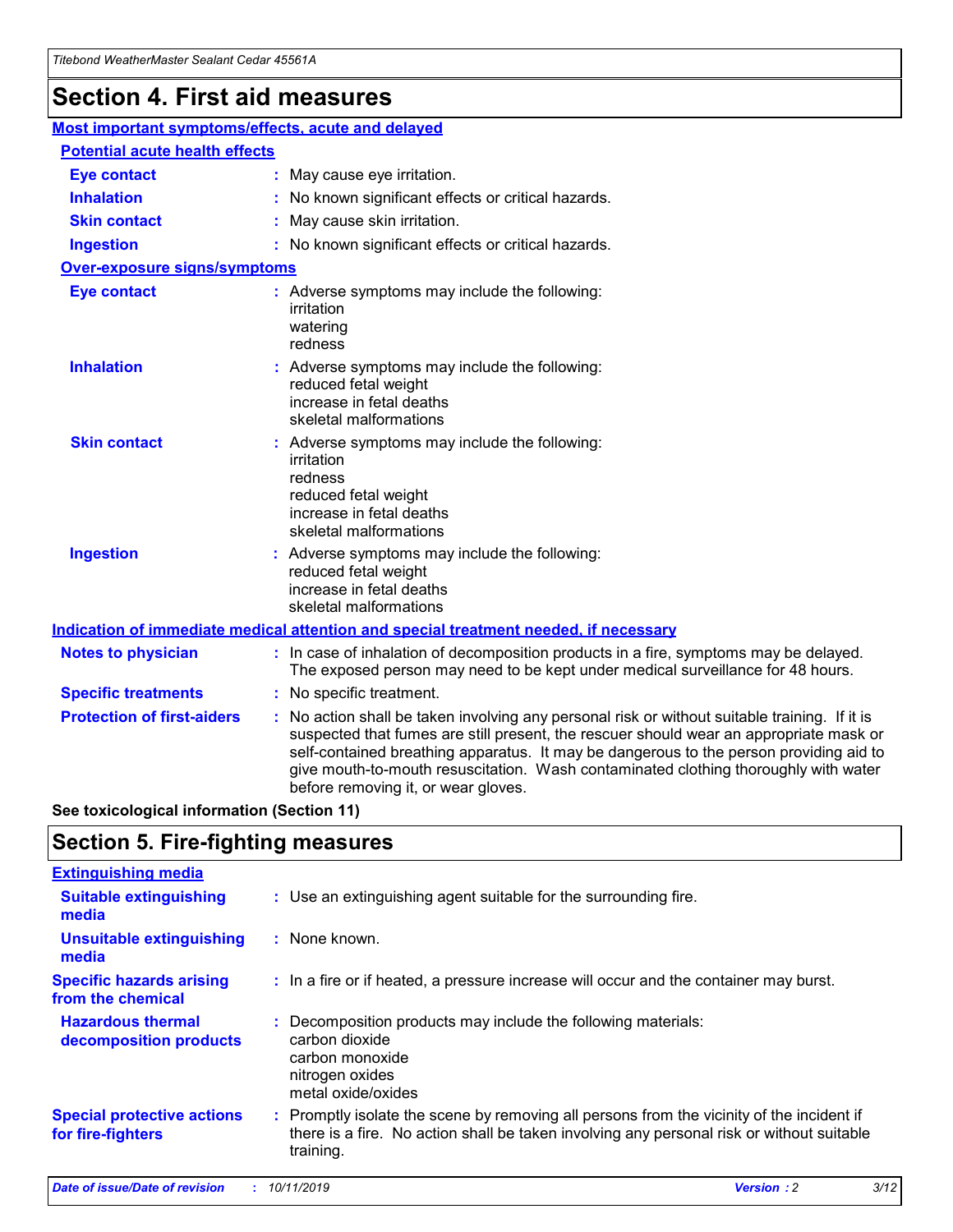# Section 4. First aid measures

## Most important symptoms/effects, acute and delayed

### Potential acute health effects

**Eye contact** : May cause eye irritation.

**Inhalation** : No known significant effects or critical hazards.

**Skin contact** : May cause skin irritation.

**Ingestion** : No known significant effects or critical hazards.

### Over-exposure signs/symptoms

**Eye contact** : Adverse symptoms may include the following:
irritation
watering
redness

**Inhalation** : Adverse symptoms may include the following:
reduced fetal weight
increase in fetal deaths
skeletal malformations

**Skin contact** : Adverse symptoms may include the following:
irritation
redness
reduced fetal weight
increase in fetal deaths
skeletal malformations

**Ingestion** : Adverse symptoms may include the following:
reduced fetal weight
increase in fetal deaths
skeletal malformations

## Indication of immediate medical attention and special treatment needed, if necessary

**Notes to physician** : In case of inhalation of decomposition products in a fire, symptoms may be delayed. The exposed person may need to be kept under medical surveillance for 48 hours.

**Specific treatments** : No specific treatment.

**Protection of first-aiders** : No action shall be taken involving any personal risk or without suitable training. If it is suspected that fumes are still present, the rescuer should wear an appropriate mask or self-contained breathing apparatus. It may be dangerous to the person providing aid to give mouth-to-mouth resuscitation. Wash contaminated clothing thoroughly with water before removing it, or wear gloves.

**See toxicological information (Section 11)**

# Section 5. Fire-fighting measures

## Extinguishing media

**Suitable extinguishing media** : Use an extinguishing agent suitable for the surrounding fire.

**Unsuitable extinguishing media** : None known.

**Specific hazards arising from the chemical** : In a fire or if heated, a pressure increase will occur and the container may burst.

**Hazardous thermal decomposition products** : Decomposition products may include the following materials:
carbon dioxide
carbon monoxide
nitrogen oxides
metal oxide/oxides

**Special protective actions for fire-fighters** : Promptly isolate the scene by removing all persons from the vicinity of the incident if there is a fire. No action shall be taken involving any personal risk or without suitable training.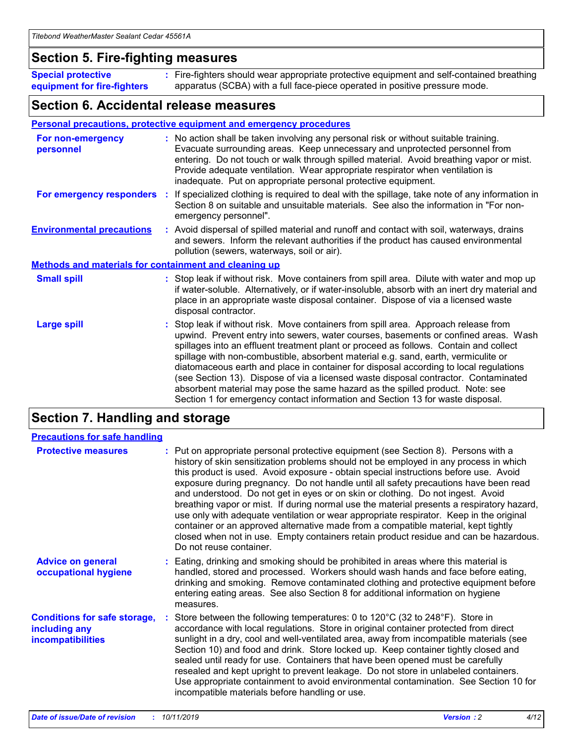## Section 5. Fire-fighting measures

**Special protective equipment for fire-fighters** : Fire-fighters should wear appropriate protective equipment and self-contained breathing apparatus (SCBA) with a full face-piece operated in positive pressure mode.

## Section 6. Accidental release measures

### Personal precautions, protective equipment and emergency procedures

**For non-emergency personnel** : No action shall be taken involving any personal risk or without suitable training. Evacuate surrounding areas. Keep unnecessary and unprotected personnel from entering. Do not touch or walk through spilled material. Avoid breathing vapor or mist. Provide adequate ventilation. Wear appropriate respirator when ventilation is inadequate. Put on appropriate personal protective equipment.

**For emergency responders** : If specialized clothing is required to deal with the spillage, take note of any information in Section 8 on suitable and unsuitable materials. See also the information in "For non-emergency personnel".

**Environmental precautions** : Avoid dispersal of spilled material and runoff and contact with soil, waterways, drains and sewers. Inform the relevant authorities if the product has caused environmental pollution (sewers, waterways, soil or air).

### Methods and materials for containment and cleaning up

**Small spill** : Stop leak if without risk. Move containers from spill area. Dilute with water and mop up if water-soluble. Alternatively, or if water-insoluble, absorb with an inert dry material and place in an appropriate waste disposal container. Dispose of via a licensed waste disposal contractor.

**Large spill** : Stop leak if without risk. Move containers from spill area. Approach release from upwind. Prevent entry into sewers, water courses, basements or confined areas. Wash spillages into an effluent treatment plant or proceed as follows. Contain and collect spillage with non-combustible, absorbent material e.g. sand, earth, vermiculite or diatomaceous earth and place in container for disposal according to local regulations (see Section 13). Dispose of via a licensed waste disposal contractor. Contaminated absorbent material may pose the same hazard as the spilled product. Note: see Section 1 for emergency contact information and Section 13 for waste disposal.

## Section 7. Handling and storage

### Precautions for safe handling

**Protective measures** : Put on appropriate personal protective equipment (see Section 8). Persons with a history of skin sensitization problems should not be employed in any process in which this product is used. Avoid exposure - obtain special instructions before use. Avoid exposure during pregnancy. Do not handle until all safety precautions have been read and understood. Do not get in eyes or on skin or clothing. Do not ingest. Avoid breathing vapor or mist. If during normal use the material presents a respiratory hazard, use only with adequate ventilation or wear appropriate respirator. Keep in the original container or an approved alternative made from a compatible material, kept tightly closed when not in use. Empty containers retain product residue and can be hazardous. Do not reuse container.

**Advice on general occupational hygiene** : Eating, drinking and smoking should be prohibited in areas where this material is handled, stored and processed. Workers should wash hands and face before eating, drinking and smoking. Remove contaminated clothing and protective equipment before entering eating areas. See also Section 8 for additional information on hygiene measures.

**Conditions for safe storage, including any incompatibilities** : Store between the following temperatures: 0 to 120°C (32 to 248°F). Store in accordance with local regulations. Store in original container protected from direct sunlight in a dry, cool and well-ventilated area, away from incompatible materials (see Section 10) and food and drink. Store locked up. Keep container tightly closed and sealed until ready for use. Containers that have been opened must be carefully resealed and kept upright to prevent leakage. Do not store in unlabeled containers. Use appropriate containment to avoid environmental contamination. See Section 10 for incompatible materials before handling or use.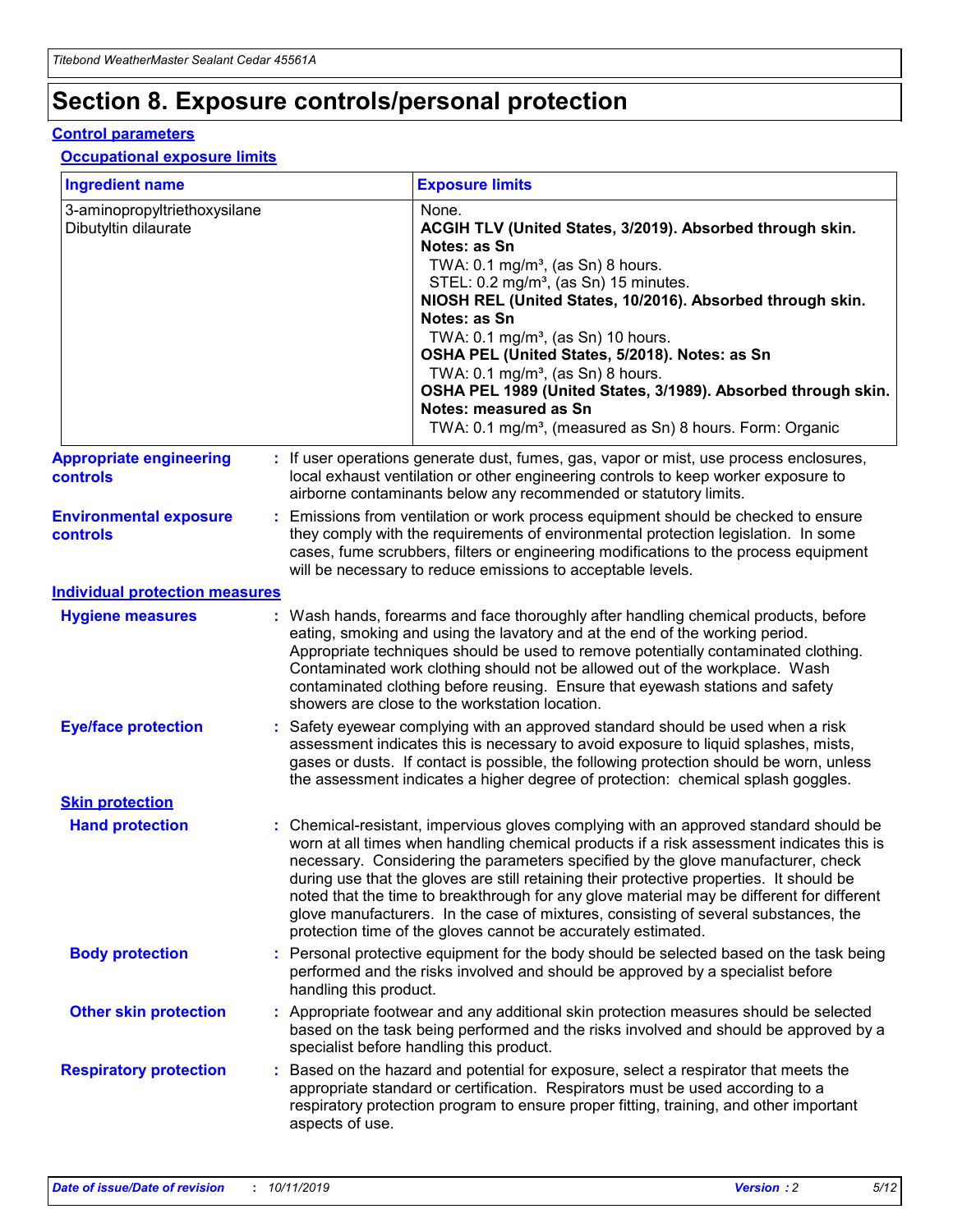# Section 8. Exposure controls/personal protection

## Control parameters

### Occupational exposure limits

| Ingredient name | Exposure limits |
| --- | --- |
| 3-aminopropyltriethoxysilane<br>Dibutyltin dilaurate | None.<br>**ACGIH TLV (United States, 3/2019). Absorbed through skin. Notes: as Sn**<br>TWA: 0.1 mg/m³, (as Sn) 8 hours.<br>STEL: 0.2 mg/m³, (as Sn) 15 minutes.<br>**NIOSH REL (United States, 10/2016). Absorbed through skin. Notes: as Sn**<br>TWA: 0.1 mg/m³, (as Sn) 10 hours.<br>**OSHA PEL (United States, 5/2018). Notes: as Sn**<br>TWA: 0.1 mg/m³, (as Sn) 8 hours.<br>**OSHA PEL 1989 (United States, 3/1989). Absorbed through skin. Notes: measured as Sn**<br>TWA: 0.1 mg/m³, (measured as Sn) 8 hours. Form: Organic |

**Appropriate engineering controls** : If user operations generate dust, fumes, gas, vapor or mist, use process enclosures, local exhaust ventilation or other engineering controls to keep worker exposure to airborne contaminants below any recommended or statutory limits.

**Environmental exposure controls** : Emissions from ventilation or work process equipment should be checked to ensure they comply with the requirements of environmental protection legislation. In some cases, fume scrubbers, filters or engineering modifications to the process equipment will be necessary to reduce emissions to acceptable levels.

## Individual protection measures

**Hygiene measures** : Wash hands, forearms and face thoroughly after handling chemical products, before eating, smoking and using the lavatory and at the end of the working period. Appropriate techniques should be used to remove potentially contaminated clothing. Contaminated work clothing should not be allowed out of the workplace. Wash contaminated clothing before reusing. Ensure that eyewash stations and safety showers are close to the workstation location.

**Eye/face protection** : Safety eyewear complying with an approved standard should be used when a risk assessment indicates this is necessary to avoid exposure to liquid splashes, mists, gases or dusts. If contact is possible, the following protection should be worn, unless the assessment indicates a higher degree of protection: chemical splash goggles.

### Skin protection

**Hand protection** : Chemical-resistant, impervious gloves complying with an approved standard should be worn at all times when handling chemical products if a risk assessment indicates this is necessary. Considering the parameters specified by the glove manufacturer, check during use that the gloves are still retaining their protective properties. It should be noted that the time to breakthrough for any glove material may be different for different glove manufacturers. In the case of mixtures, consisting of several substances, the protection time of the gloves cannot be accurately estimated.

**Body protection** : Personal protective equipment for the body should be selected based on the task being performed and the risks involved and should be approved by a specialist before handling this product.

**Other skin protection** : Appropriate footwear and any additional skin protection measures should be selected based on the task being performed and the risks involved and should be approved by a specialist before handling this product.

**Respiratory protection** : Based on the hazard and potential for exposure, select a respirator that meets the appropriate standard or certification. Respirators must be used according to a respiratory protection program to ensure proper fitting, training, and other important aspects of use.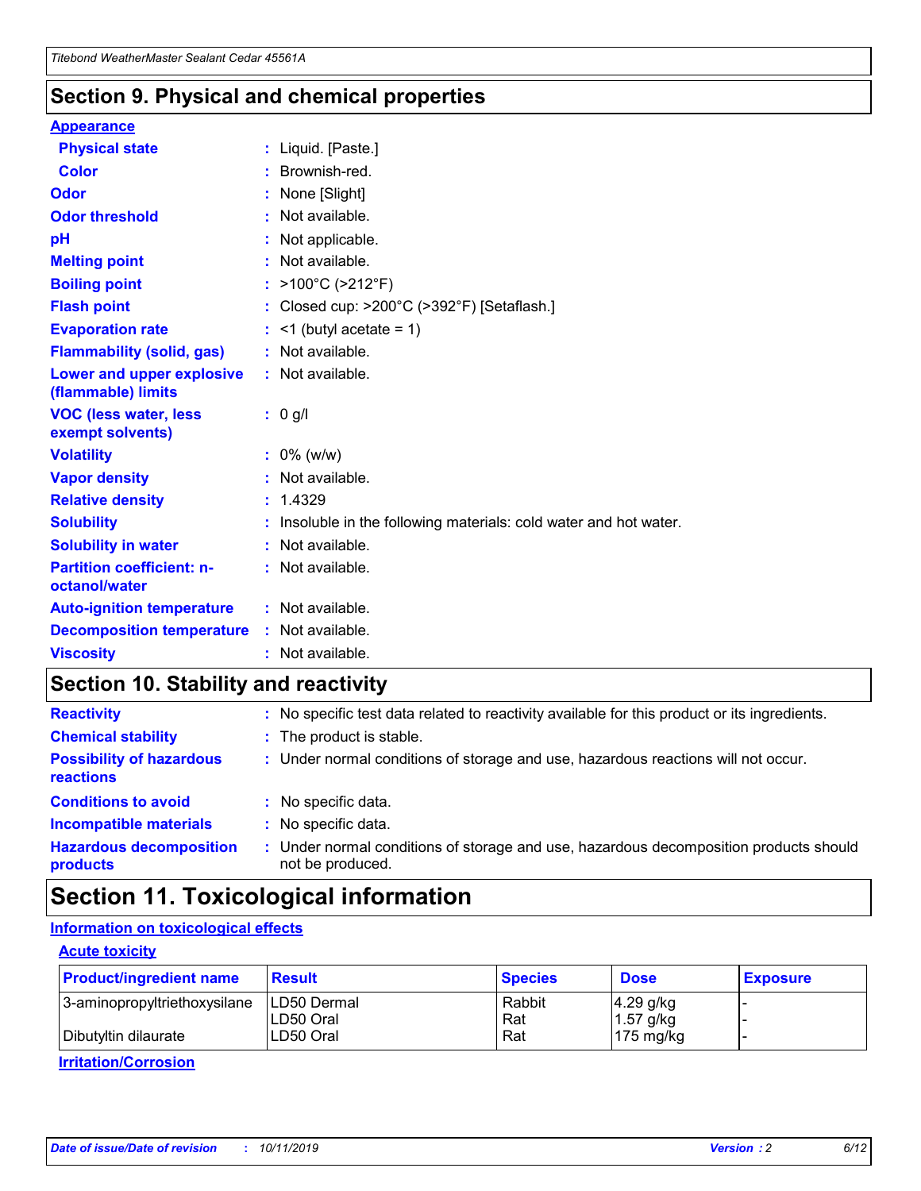## Section 9. Physical and chemical properties

**Appearance**

| | | |
|---|---|---|
| **Physical state** | : | Liquid. [Paste.] |
| **Color** | : | Brownish-red. |
| **Odor** | : | None [Slight] |
| **Odor threshold** | : | Not available. |
| **pH** | : | Not applicable. |
| **Melting point** | : | Not available. |
| **Boiling point** | : | >100°C (>212°F) |
| **Flash point** | : | Closed cup: >200°C (>392°F) [Setaflash.] |
| **Evaporation rate** | : | <1 (butyl acetate = 1) |
| **Flammability (solid, gas)** | : | Not available. |
| **Lower and upper explosive (flammable) limits** | : | Not available. |
| **VOC (less water, less exempt solvents)** | : | 0 g/l |
| **Volatility** | : | 0% (w/w) |
| **Vapor density** | : | Not available. |
| **Relative density** | : | 1.4329 |
| **Solubility** | : | Insoluble in the following materials: cold water and hot water. |
| **Solubility in water** | : | Not available. |
| **Partition coefficient: n-octanol/water** | : | Not available. |
| **Auto-ignition temperature** | : | Not available. |
| **Decomposition temperature** | : | Not available. |
| **Viscosity** | : | Not available. |

## Section 10. Stability and reactivity

| | | |
|---|---|---|
| **Reactivity** | : | No specific test data related to reactivity available for this product or its ingredients. |
| **Chemical stability** | : | The product is stable. |
| **Possibility of hazardous reactions** | : | Under normal conditions of storage and use, hazardous reactions will not occur. |
| **Conditions to avoid** | : | No specific data. |
| **Incompatible materials** | : | No specific data. |
| **Hazardous decomposition products** | : | Under normal conditions of storage and use, hazardous decomposition products should not be produced. |

## Section 11. Toxicological information

**Information on toxicological effects**

**Acute toxicity**

| Product/ingredient name | Result | Species | Dose | Exposure |
|---|---|---|---|---|
| 3-aminopropyltriethoxysilane | LD50 Dermal | Rabbit | 4.29 g/kg | - |
| | LD50 Oral | Rat | 1.57 g/kg | - |
| Dibutyltin dilaurate | LD50 Oral | Rat | 175 mg/kg | - |

**Irritation/Corrosion**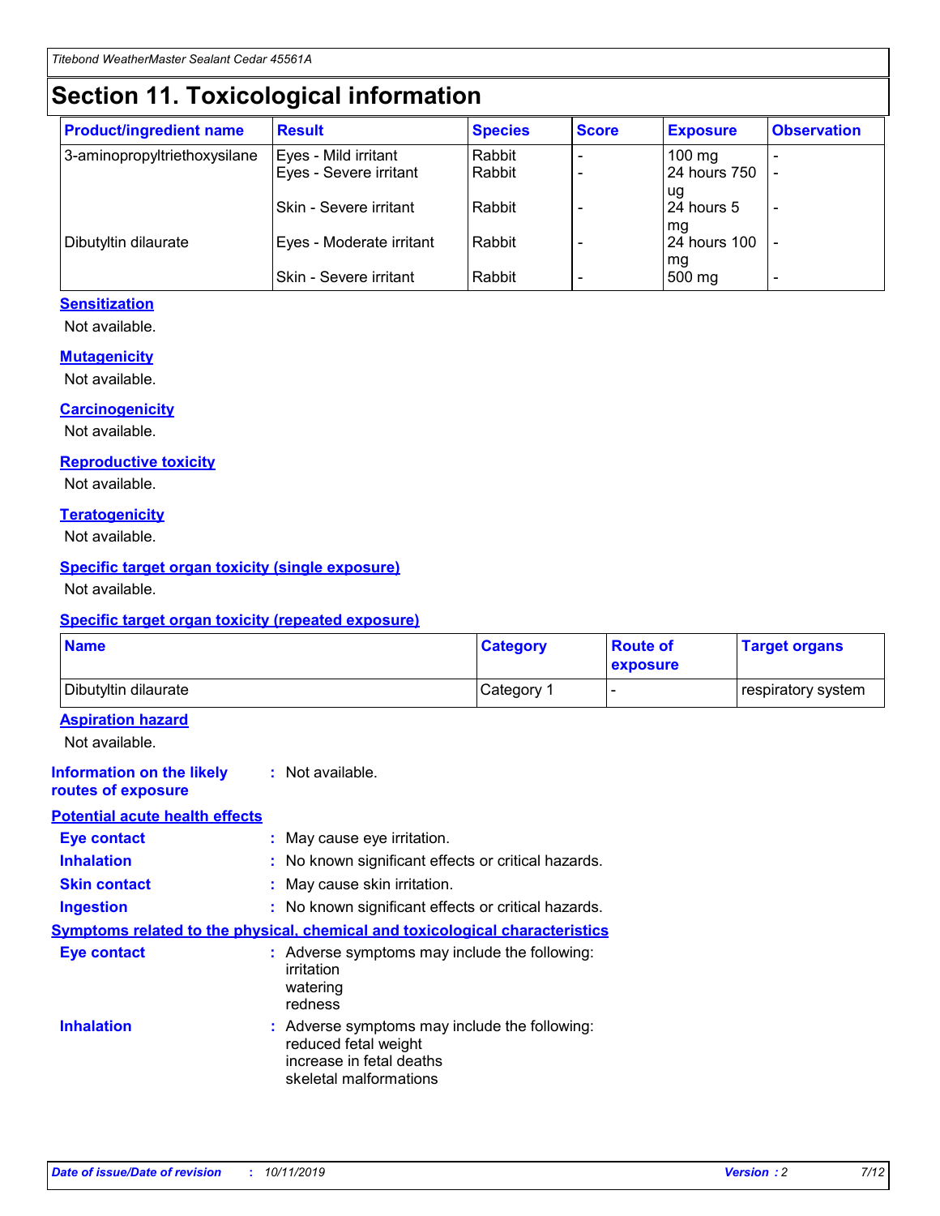# Section 11. Toxicological information

| Product/ingredient name | Result | Species | Score | Exposure | Observation |
|---|---|---|---|---|---|
| 3-aminopropyltriethoxysilane | Eyes - Mild irritant | Rabbit | - | 100 mg | - |
| | Eyes - Severe irritant | Rabbit | - | 24 hours 750 ug | - |
| | Skin - Severe irritant | Rabbit | - | 24 hours 5 mg | - |
| Dibutyltin dilaurate | Eyes - Moderate irritant | Rabbit | - | 24 hours 100 mg | - |
| | Skin - Severe irritant | Rabbit | - | 500 mg | - |

### Sensitization

Not available.

### Mutagenicity

Not available.

### Carcinogenicity

Not available.

### Reproductive toxicity

Not available.

### Teratogenicity

Not available.

### Specific target organ toxicity (single exposure)

Not available.

### Specific target organ toxicity (repeated exposure)

| Name | Category | Route of exposure | Target organs |
|---|---|---|---|
| Dibutyltin dilaurate | Category 1 | - | respiratory system |

### Aspiration hazard

Not available.

**Information on the likely routes of exposure** : Not available.

### Potential acute health effects

**Eye contact** : May cause eye irritation.

**Inhalation** : No known significant effects or critical hazards.

**Skin contact** : May cause skin irritation.

**Ingestion** : No known significant effects or critical hazards.

### Symptoms related to the physical, chemical and toxicological characteristics

**Eye contact** : Adverse symptoms may include the following:
irritation
watering
redness

**Inhalation** : Adverse symptoms may include the following:
reduced fetal weight
increase in fetal deaths
skeletal malformations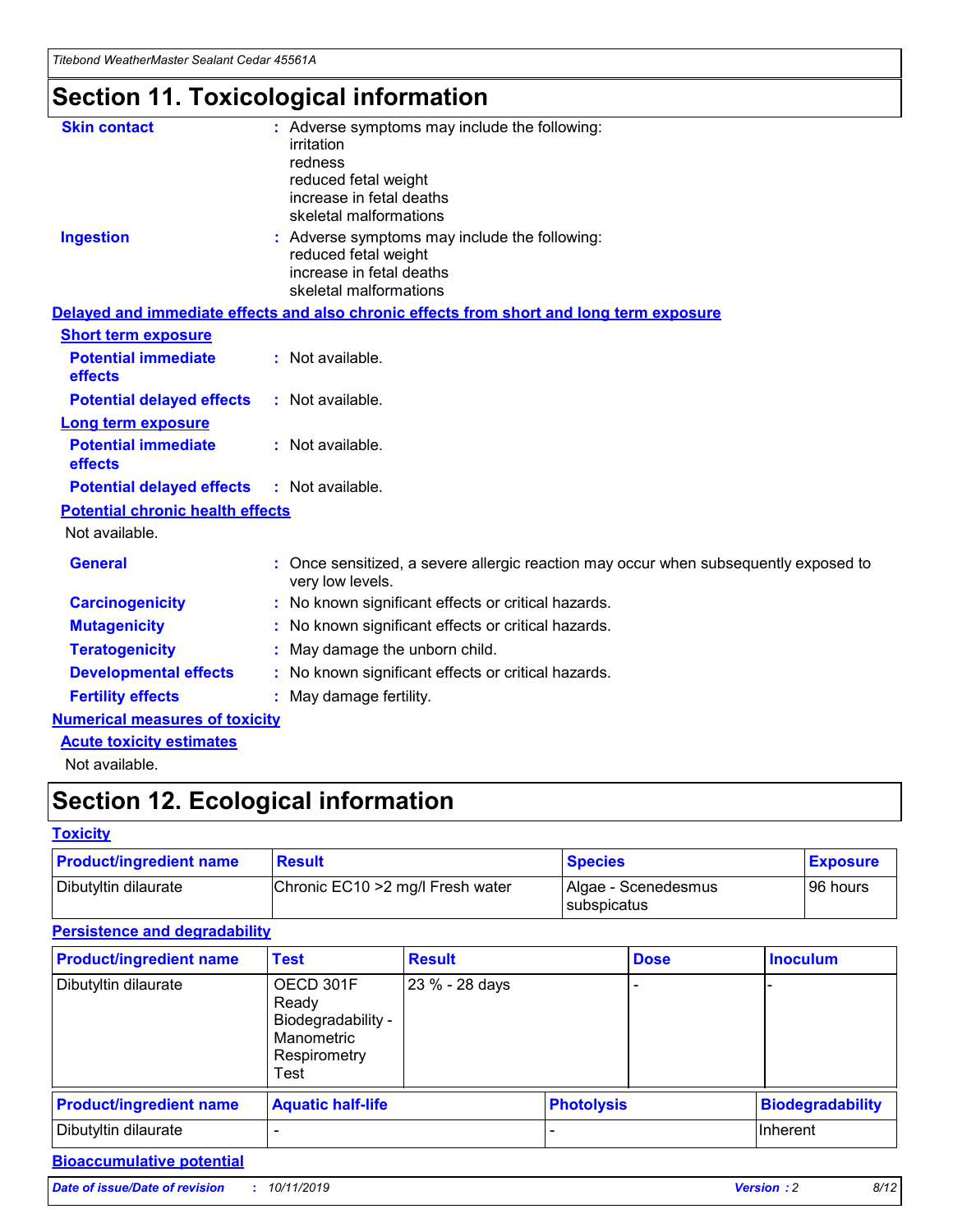# Section 11. Toxicological information

**Skin contact** : Adverse symptoms may include the following:
irritation
redness
reduced fetal weight
increase in fetal deaths
skeletal malformations

**Ingestion** : Adverse symptoms may include the following:
reduced fetal weight
increase in fetal deaths
skeletal malformations

**Delayed and immediate effects and also chronic effects from short and long term exposure**

**Short term exposure**

**Potential immediate effects** : Not available.

**Potential delayed effects** : Not available.

**Long term exposure**

**Potential immediate effects** : Not available.

**Potential delayed effects** : Not available.

**Potential chronic health effects**

Not available.

**General** : Once sensitized, a severe allergic reaction may occur when subsequently exposed to very low levels.

**Carcinogenicity** : No known significant effects or critical hazards.

**Mutagenicity** : No known significant effects or critical hazards.

**Teratogenicity** : May damage the unborn child.

**Developmental effects** : No known significant effects or critical hazards.

**Fertility effects** : May damage fertility.

**Numerical measures of toxicity**

**Acute toxicity estimates**

Not available.

# Section 12. Ecological information

**Toxicity**

| Product/ingredient name | Result | Species | Exposure |
|---|---|---|---|
| Dibutyltin dilaurate | Chronic EC10 >2 mg/l Fresh water | Algae - Scenedesmus subspicatus | 96 hours |

**Persistence and degradability**

| Product/ingredient name | Test | Result | Dose | Inoculum |
|---|---|---|---|---|
| Dibutyltin dilaurate | OECD 301F Ready Biodegradability - Manometric Respirometry Test | 23 % - 28 days | - | - |

| Product/ingredient name | Aquatic half-life | Photolysis | Biodegradability |
|---|---|---|---|
| Dibutyltin dilaurate | - | - | Inherent |

**Bioaccumulative potential**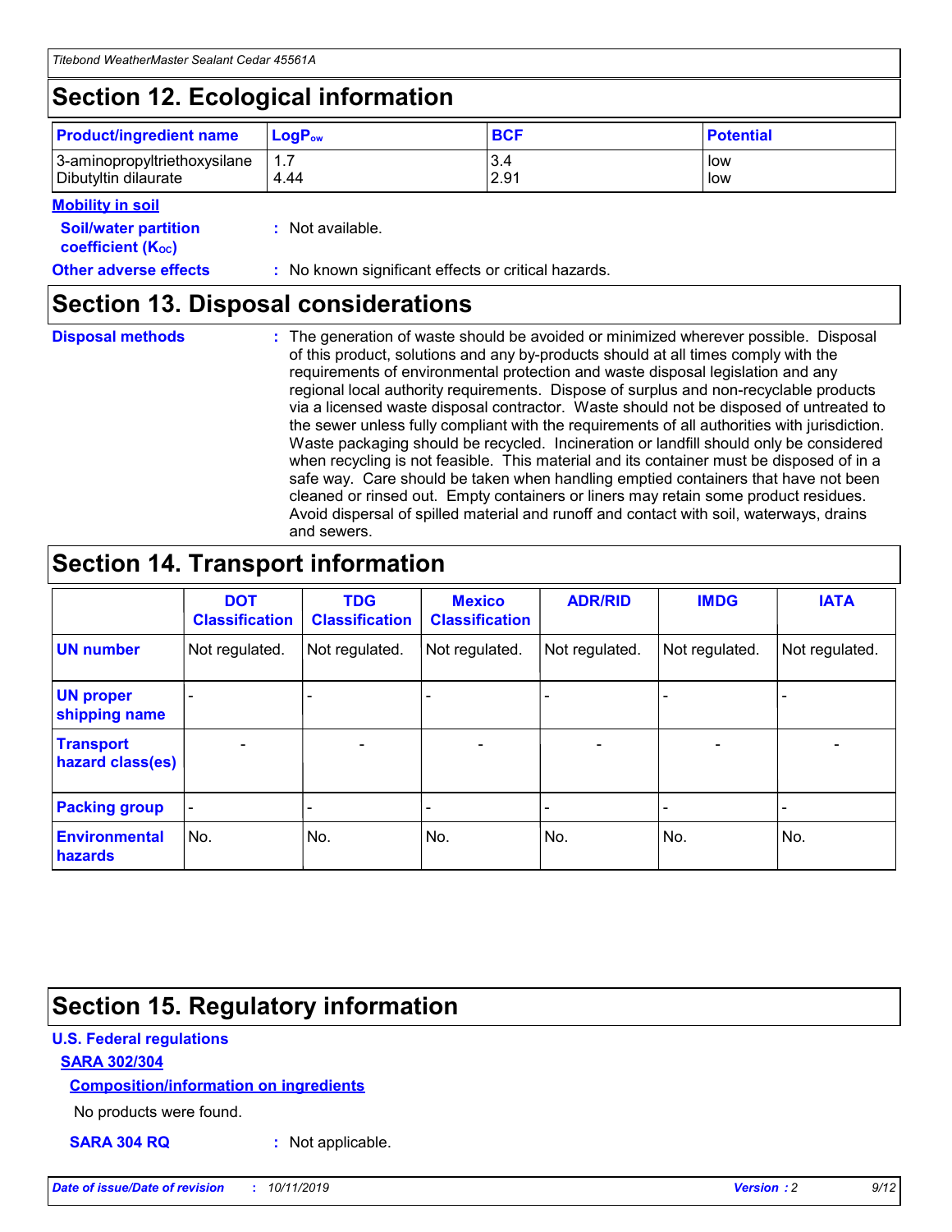## Section 12. Ecological information

| Product/ingredient name | $LogP_{ow}$ | BCF | Potential |
|---|---|---|---|
| 3-aminopropyltriethoxysilane | 1.7 | 3.4 | low |
| Dibutyltin dilaurate | 4.44 | 2.91 | low |

**Mobility in soil**

**Soil/water partition coefficient ($K_{OC}$)** : Not available.

**Other adverse effects** : No known significant effects or critical hazards.

## Section 13. Disposal considerations

**Disposal methods** : The generation of waste should be avoided or minimized wherever possible. Disposal of this product, solutions and any by-products should at all times comply with the requirements of environmental protection and waste disposal legislation and any regional local authority requirements. Dispose of surplus and non-recyclable products via a licensed waste disposal contractor. Waste should not be disposed of untreated to the sewer unless fully compliant with the requirements of all authorities with jurisdiction. Waste packaging should be recycled. Incineration or landfill should only be considered when recycling is not feasible. This material and its container must be disposed of in a safe way. Care should be taken when handling emptied containers that have not been cleaned or rinsed out. Empty containers or liners may retain some product residues. Avoid dispersal of spilled material and runoff and contact with soil, waterways, drains and sewers.

## Section 14. Transport information

| | DOT Classification | TDG Classification | Mexico Classification | ADR/RID | IMDG | IATA |
|---|---|---|---|---|---|---|
| UN number | Not regulated. | Not regulated. | Not regulated. | Not regulated. | Not regulated. | Not regulated. |
| UN proper shipping name | - | - | - | - | - | - |
| Transport hazard class(es) | - | - | - | - | - | - |
| Packing group | - | - | - | - | - | - |
| Environmental hazards | No. | No. | No. | No. | No. | No. |

## Section 15. Regulatory information

**U.S. Federal regulations**

**SARA 302/304**

**Composition/information on ingredients**

No products were found.

**SARA 304 RQ** : Not applicable.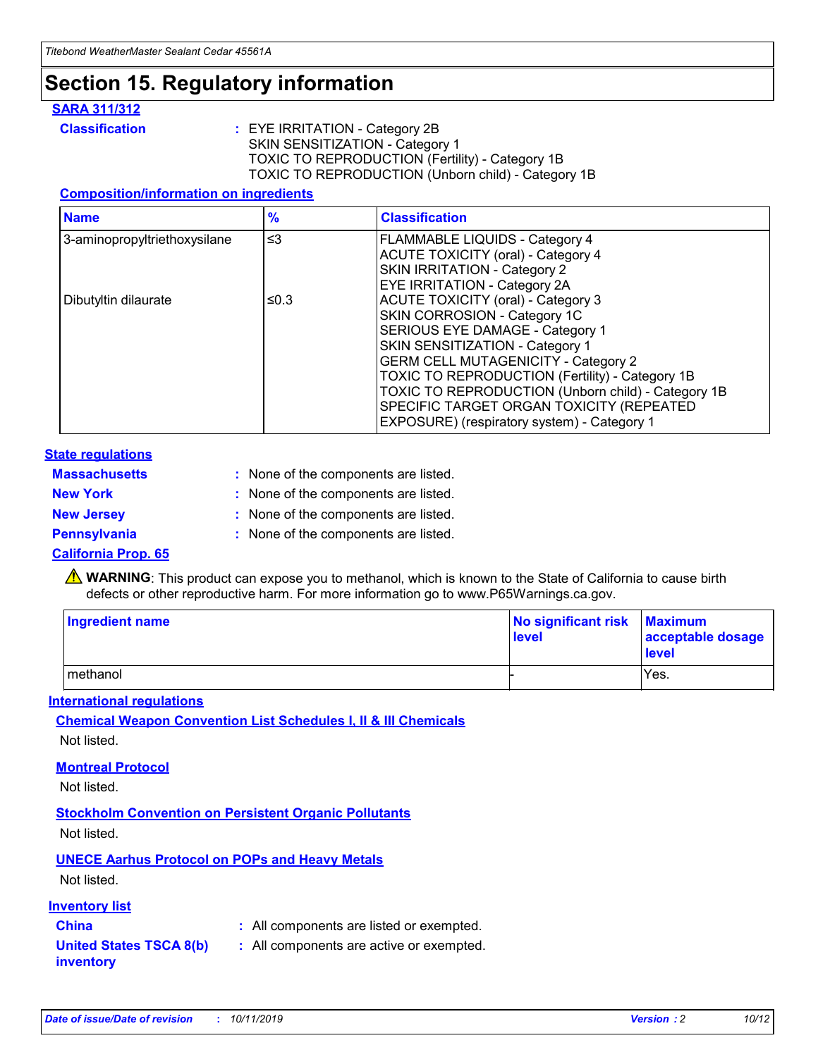# Section 15. Regulatory information

## SARA 311/312

**Classification** : EYE IRRITATION - Category 2B
SKIN SENSITIZATION - Category 1
TOXIC TO REPRODUCTION (Fertility) - Category 1B
TOXIC TO REPRODUCTION (Unborn child) - Category 1B

### Composition/information on ingredients

| Name | % | Classification |
| --- | --- | --- |
| 3-aminopropyltriethoxysilane | ≤3 | FLAMMABLE LIQUIDS - Category 4<br>ACUTE TOXICITY (oral) - Category 4<br>SKIN IRRITATION - Category 2<br>EYE IRRITATION - Category 2A |
| Dibutyltin dilaurate | ≤0.3 | ACUTE TOXICITY (oral) - Category 3<br>SKIN CORROSION - Category 1C<br>SERIOUS EYE DAMAGE - Category 1<br>SKIN SENSITIZATION - Category 1<br>GERM CELL MUTAGENICITY - Category 2<br>TOXIC TO REPRODUCTION (Fertility) - Category 1B<br>TOXIC TO REPRODUCTION (Unborn child) - Category 1B<br>SPECIFIC TARGET ORGAN TOXICITY (REPEATED EXPOSURE) (respiratory system) - Category 1 |

## State regulations

**Massachusetts** : None of the components are listed.

**New York** : None of the components are listed.

**New Jersey** : None of the components are listed.

**Pennsylvania** : None of the components are listed.

## California Prop. 65

⚠ **WARNING**: This product can expose you to methanol, which is known to the State of California to cause birth defects or other reproductive harm. For more information go to www.P65Warnings.ca.gov.

| Ingredient name | No significant risk level | Maximum acceptable dosage level |
| --- | --- | --- |
| methanol | - | Yes. |

## International regulations

### Chemical Weapon Convention List Schedules I, II & III Chemicals

Not listed.

### Montreal Protocol

Not listed.

### Stockholm Convention on Persistent Organic Pollutants

Not listed.

### UNECE Aarhus Protocol on POPs and Heavy Metals

Not listed.

## Inventory list

**China** : All components are listed or exempted.

**United States TSCA 8(b) inventory** : All components are active or exempted.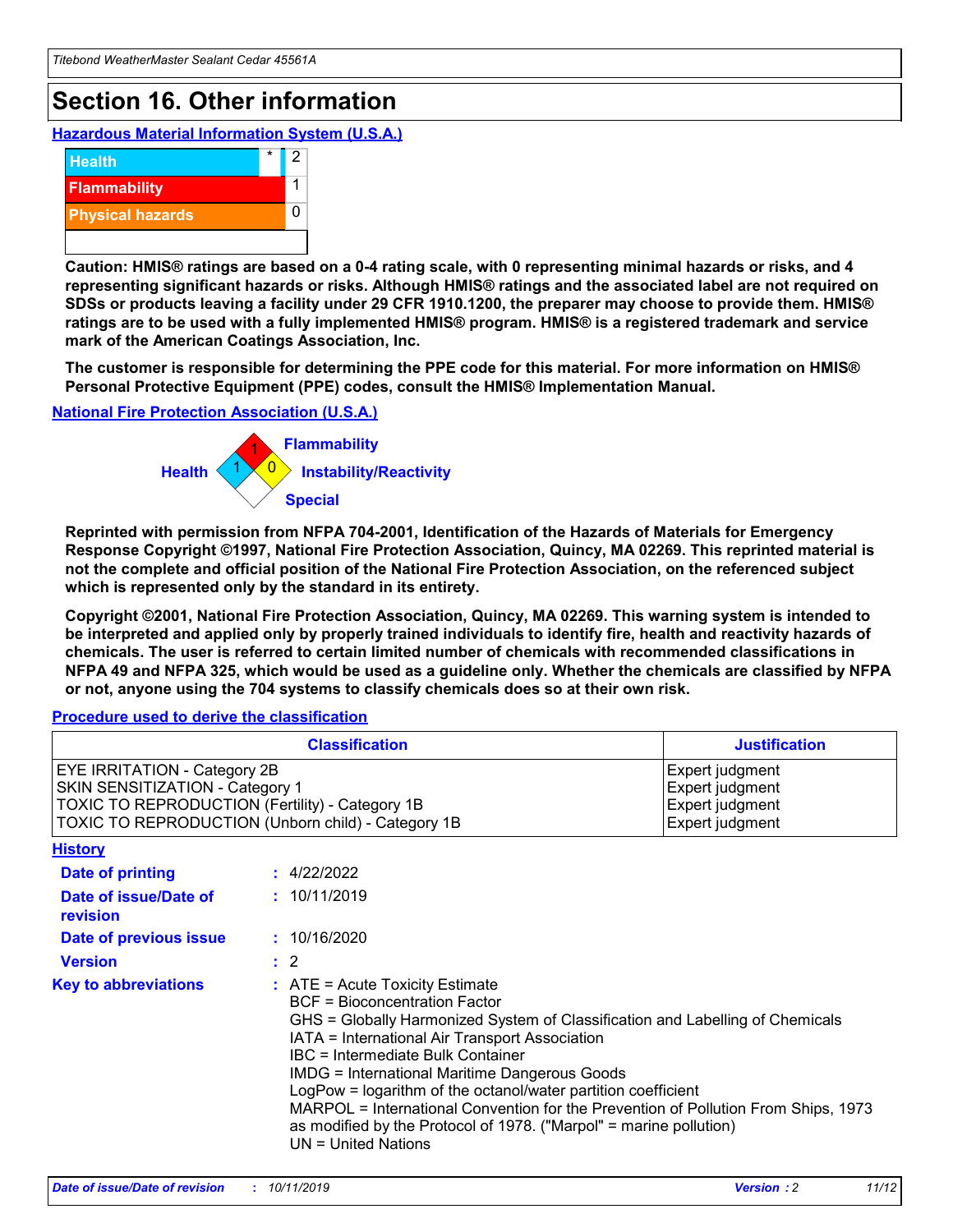# Section 16. Other information

### Hazardous Material Information System (U.S.A.)

| | | |
|---|---|---|
| Health | * | 2 |
| Flammability | | 1 |
| Physical hazards | | 0 |
| | | |

**Caution: HMIS® ratings are based on a 0-4 rating scale, with 0 representing minimal hazards or risks, and 4 representing significant hazards or risks. Although HMIS® ratings and the associated label are not required on SDSs or products leaving a facility under 29 CFR 1910.1200, the preparer may choose to provide them. HMIS® ratings are to be used with a fully implemented HMIS® program. HMIS® is a registered trademark and service mark of the American Coatings Association, Inc.**

**The customer is responsible for determining the PPE code for this material. For more information on HMIS® Personal Protective Equipment (PPE) codes, consult the HMIS® Implementation Manual.**

### National Fire Protection Association (U.S.A.)

Flammability: 1
Health: 1
Instability/Reactivity: 0
Special:

**Reprinted with permission from NFPA 704-2001, Identification of the Hazards of Materials for Emergency Response Copyright ©1997, National Fire Protection Association, Quincy, MA 02269. This reprinted material is not the complete and official position of the National Fire Protection Association, on the referenced subject which is represented only by the standard in its entirety.**

**Copyright ©2001, National Fire Protection Association, Quincy, MA 02269. This warning system is intended to be interpreted and applied only by properly trained individuals to identify fire, health and reactivity hazards of chemicals. The user is referred to certain limited number of chemicals with recommended classifications in NFPA 49 and NFPA 325, which would be used as a guideline only. Whether the chemicals are classified by NFPA or not, anyone using the 704 systems to classify chemicals does so at their own risk.**

### Procedure used to derive the classification

| Classification | Justification |
|---|---|
| EYE IRRITATION - Category 2B | Expert judgment |
| SKIN SENSITIZATION - Category 1 | Expert judgment |
| TOXIC TO REPRODUCTION (Fertility) - Category 1B | Expert judgment |
| TOXIC TO REPRODUCTION (Unborn child) - Category 1B | Expert judgment |

### History

**Date of printing** : 4/22/2022

**Date of issue/Date of revision** : 10/11/2019

**Date of previous issue** : 10/16/2020

**Version** : 2

**Key to abbreviations** : ATE = Acute Toxicity Estimate
BCF = Bioconcentration Factor
GHS = Globally Harmonized System of Classification and Labelling of Chemicals
IATA = International Air Transport Association
IBC = Intermediate Bulk Container
IMDG = International Maritime Dangerous Goods
LogPow = logarithm of the octanol/water partition coefficient
MARPOL = International Convention for the Prevention of Pollution From Ships, 1973 as modified by the Protocol of 1978. ("Marpol" = marine pollution)
UN = United Nations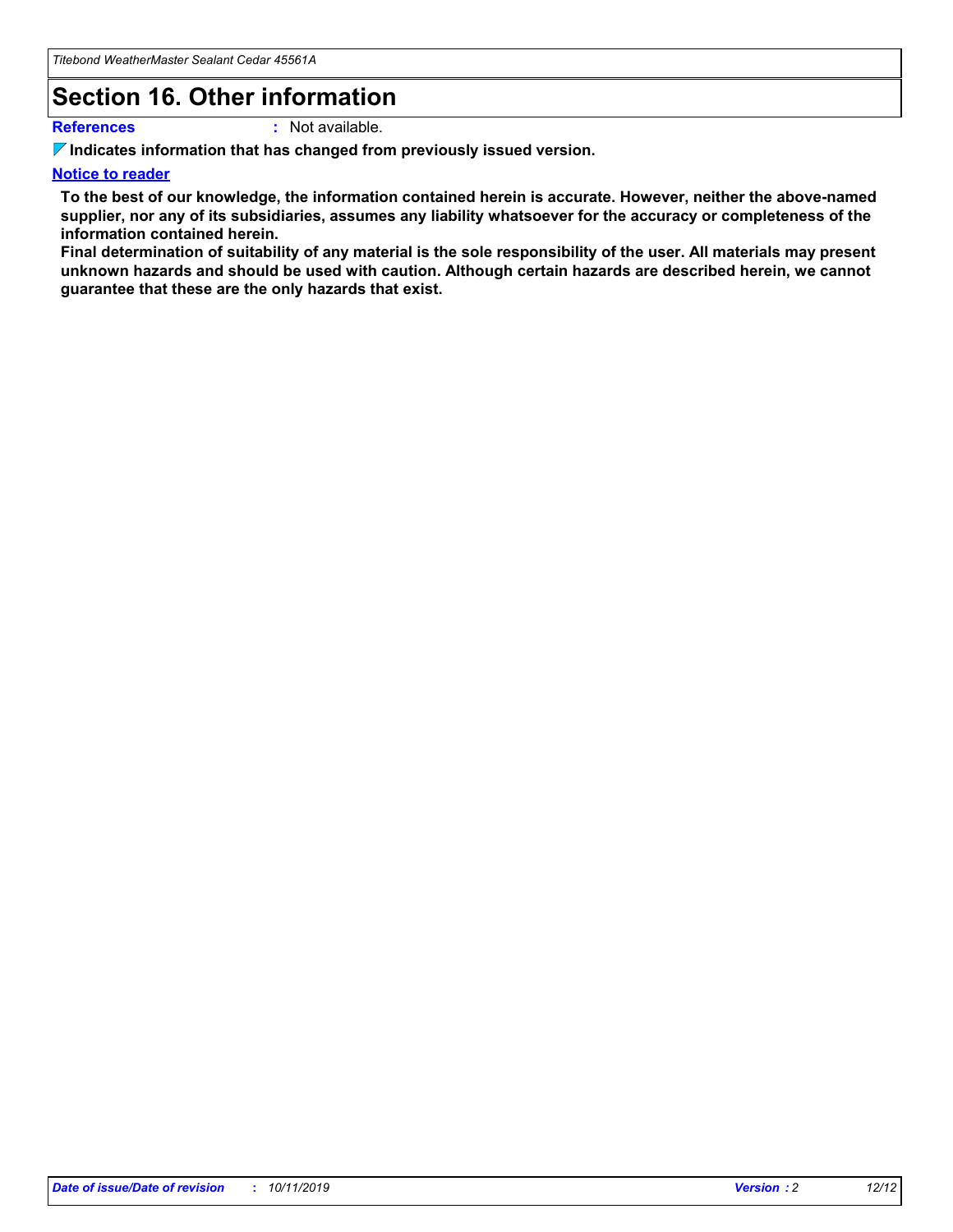# Section 16. Other information

**References** : Not available.

**Indicates information that has changed from previously issued version.**

**Notice to reader**

**To the best of our knowledge, the information contained herein is accurate. However, neither the above-named supplier, nor any of its subsidiaries, assumes any liability whatsoever for the accuracy or completeness of the information contained herein.**

**Final determination of suitability of any material is the sole responsibility of the user. All materials may present unknown hazards and should be used with caution. Although certain hazards are described herein, we cannot guarantee that these are the only hazards that exist.**